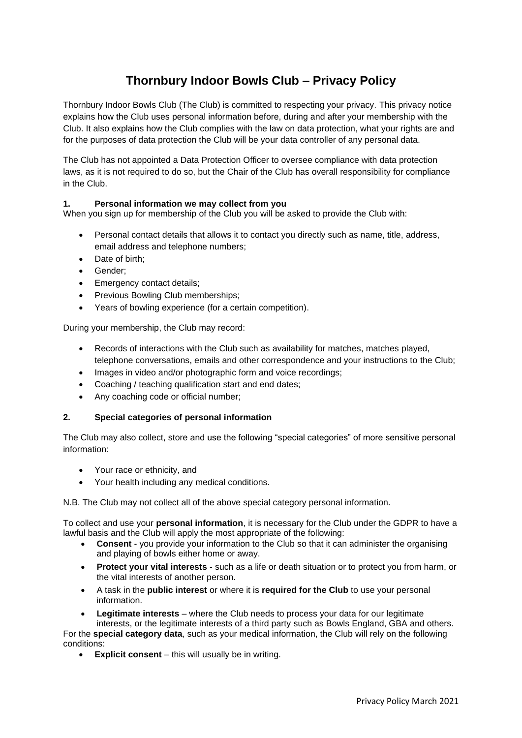# Thornbury Indoor Bowls Club – Privacy Policy

Thornbury Indoor Bowls Club (The Club) is committed to respecting your privacy. This privacy notice explains how the Club uses personal information before, during and after your membership with the Club. It also explains how the Club complies with the law on data protection, what your rights are and for the purposes of data protection the Club will be your data controller of any personal data.

The Club has not appointed a Data Protection Officer to oversee compliance with data protection laws, as it is not required to do so, but the Chair of the Club has overall responsibility for compliance in the Club.

## 1. Personal information we may collect from you

When you sign up for membership of the Club you will be asked to provide the Club with:

- Personal contact details that allows it to contact you directly such as name, title, address, email address and telephone numbers;
- Date of birth;
- Gender;
- Emergency contact details;
- Previous Bowling Club memberships;
- Years of bowling experience (for a certain competition).

During your membership, the Club may record:

- Records of interactions with the Club such as availability for matches, matches played, telephone conversations, emails and other correspondence and your instructions to the Club;
- Images in video and/or photographic form and voice recordings;
- Coaching / teaching qualification start and end dates;
- Any coaching code or official number;

## 2. Special categories of personal information

The Club may also collect, store and use the following "special categories" of more sensitive personal information:

- Your race or ethnicity, and
- Your health including any medical conditions.

N.B. The Club may not collect all of the above special category personal information.

To collect and use your **personal information**, it is necessary for the Club under the GDPR to have a lawful basis and the Club will apply the most appropriate of the following:

- **Consent** - you provide your information to the Club so that it can administer the organising and playing of bowls either home or away.
- **Protect your vital interests** - such as a life or death situation or to protect you from harm, or the vital interests of another person.
- A task in the **public interest** or where it is **required for the Club** to use your personal information.
- **Legitimate interests** – where the Club needs to process your data for our legitimate interests, or the legitimate interests of a third party such as Bowls England, GBA and others.

For the **special category data**, such as your medical information, the Club will rely on the following conditions:

- **Explicit consent** – this will usually be in writing.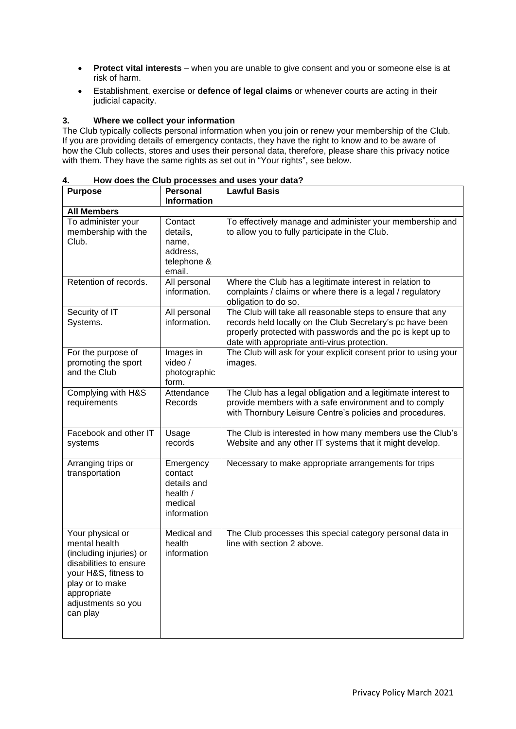- **Protect vital interests** – when you are unable to give consent and you or someone else is at risk of harm.
- Establishment, exercise or **defence of legal claims** or whenever courts are acting in their judicial capacity.

### 3. Where we collect your information

The Club typically collects personal information when you join or renew your membership of the Club. If you are providing details of emergency contacts, they have the right to know and to be aware of how the Club collects, stores and uses their personal data, therefore, please share this privacy notice with them. They have the same rights as set out in "Your rights", see below.

### 4. How does the Club processes and uses your data?

| Purpose | Personal Information | Lawful Basis |
|---|---|---|
| **All Members** | | |
| To administer your membership with the Club. | Contact details, name, address, telephone & email. | To effectively manage and administer your membership and to allow you to fully participate in the Club. |
| Retention of records. | All personal information. | Where the Club has a legitimate interest in relation to complaints / claims or where there is a legal / regulatory obligation to do so. |
| Security of IT Systems. | All personal information. | The Club will take all reasonable steps to ensure that any records held locally on the Club Secretary's pc have been properly protected with passwords and the pc is kept up to date with appropriate anti-virus protection. |
| For the purpose of promoting the sport and the Club | Images in video / photographic form. | The Club will ask for your explicit consent prior to using your images. |
| Complying with H&S requirements | Attendance Records | The Club has a legal obligation and a legitimate interest to provide members with a safe environment and to comply with Thornbury Leisure Centre's policies and procedures. |
| Facebook and other IT systems | Usage records | The Club is interested in how many members use the Club's Website and any other IT systems that it might develop. |
| Arranging trips or transportation | Emergency contact details and health / medical information | Necessary to make appropriate arrangements for trips |
| Your physical or mental health (including injuries) or disabilities to ensure your H&S, fitness to play or to make appropriate adjustments so you can play | Medical and health information | The Club processes this special category personal data in line with section 2 above. |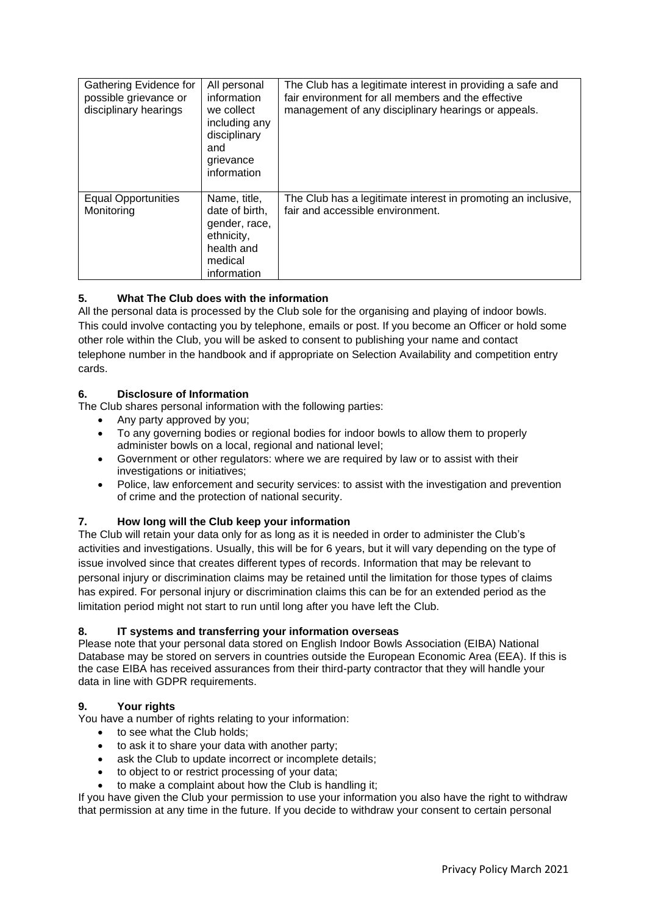| Gathering Evidence for possible grievance or disciplinary hearings | All personal information we collect including any disciplinary and grievance information | The Club has a legitimate interest in providing a safe and fair environment for all members and the effective management of any disciplinary hearings or appeals. |
|---|---|---|
| Equal Opportunities Monitoring | Name, title, date of birth, gender, race, ethnicity, health and medical information | The Club has a legitimate interest in promoting an inclusive, fair and accessible environment. |

## 5. What The Club does with the information

All the personal data is processed by the Club sole for the organising and playing of indoor bowls. This could involve contacting you by telephone, emails or post. If you become an Officer or hold some other role within the Club, you will be asked to consent to publishing your name and contact telephone number in the handbook and if appropriate on Selection Availability and competition entry cards.

## 6. Disclosure of Information

The Club shares personal information with the following parties:

- Any party approved by you;
- To any governing bodies or regional bodies for indoor bowls to allow them to properly administer bowls on a local, regional and national level;
- Government or other regulators: where we are required by law or to assist with their investigations or initiatives;
- Police, law enforcement and security services: to assist with the investigation and prevention of crime and the protection of national security.

## 7. How long will the Club keep your information

The Club will retain your data only for as long as it is needed in order to administer the Club's activities and investigations. Usually, this will be for 6 years, but it will vary depending on the type of issue involved since that creates different types of records. Information that may be relevant to personal injury or discrimination claims may be retained until the limitation for those types of claims has expired. For personal injury or discrimination claims this can be for an extended period as the limitation period might not start to run until long after you have left the Club.

## 8. IT systems and transferring your information overseas

Please note that your personal data stored on English Indoor Bowls Association (EIBA) National Database may be stored on servers in countries outside the European Economic Area (EEA). If this is the case EIBA has received assurances from their third-party contractor that they will handle your data in line with GDPR requirements.

## 9. Your rights

You have a number of rights relating to your information:

- to see what the Club holds;
- to ask it to share your data with another party;
- ask the Club to update incorrect or incomplete details;
- to object to or restrict processing of your data;
- to make a complaint about how the Club is handling it;

If you have given the Club your permission to use your information you also have the right to withdraw that permission at any time in the future. If you decide to withdraw your consent to certain personal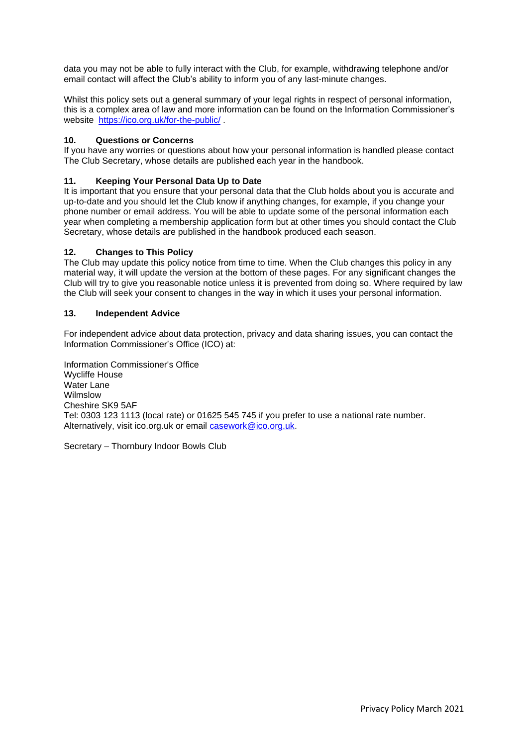data you may not be able to fully interact with the Club, for example, withdrawing telephone and/or email contact will affect the Club's ability to inform you of any last-minute changes.

Whilst this policy sets out a general summary of your legal rights in respect of personal information, this is a complex area of law and more information can be found on the Information Commissioner's website [https://ico.org.uk/for-the-public/](https://ico.org.uk/for-the-public/) .

## 10. Questions or Concerns

If you have any worries or questions about how your personal information is handled please contact The Club Secretary, whose details are published each year in the handbook.

## 11. Keeping Your Personal Data Up to Date

It is important that you ensure that your personal data that the Club holds about you is accurate and up-to-date and you should let the Club know if anything changes, for example, if you change your phone number or email address. You will be able to update some of the personal information each year when completing a membership application form but at other times you should contact the Club Secretary, whose details are published in the handbook produced each season.

## 12. Changes to This Policy

The Club may update this policy notice from time to time. When the Club changes this policy in any material way, it will update the version at the bottom of these pages. For any significant changes the Club will try to give you reasonable notice unless it is prevented from doing so. Where required by law the Club will seek your consent to changes in the way in which it uses your personal information.

## 13. Independent Advice

For independent advice about data protection, privacy and data sharing issues, you can contact the Information Commissioner's Office (ICO) at:

Information Commissioner's Office
Wycliffe House
Water Lane
Wilmslow
Cheshire SK9 5AF
Tel: 0303 123 1113 (local rate) or 01625 545 745 if you prefer to use a national rate number.
Alternatively, visit ico.org.uk or email [casework@ico.org.uk](mailto:casework@ico.org.uk).

Secretary – Thornbury Indoor Bowls Club

Privacy Policy March 2021